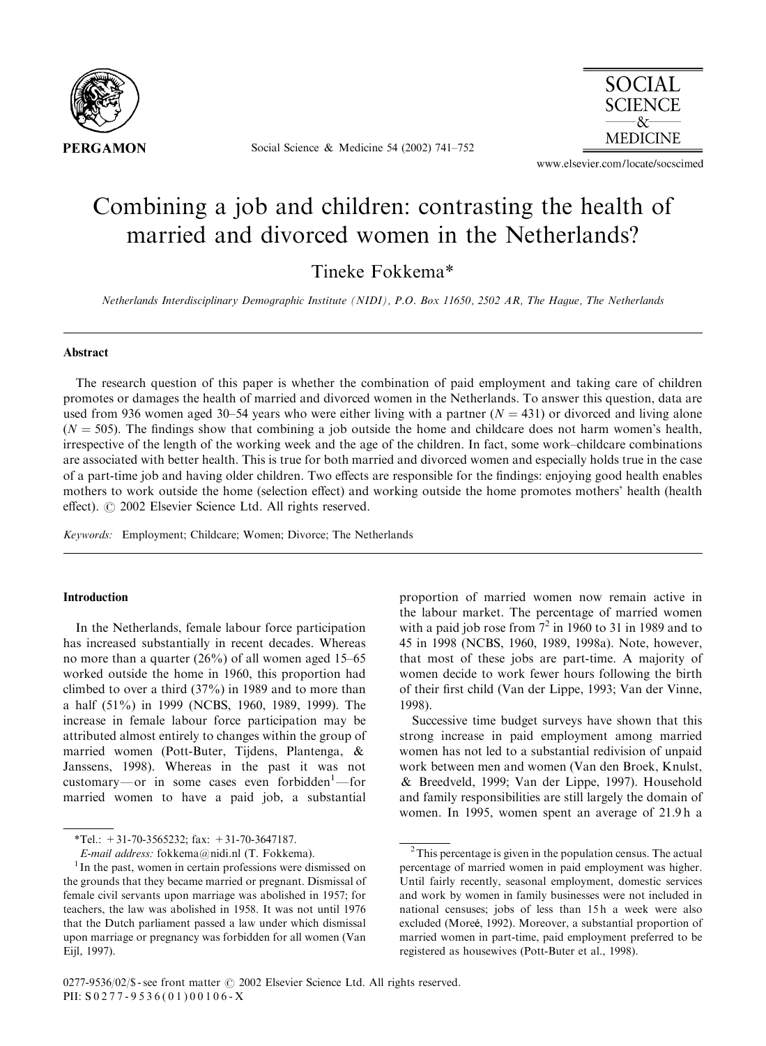# Combining a job and children: contrasting the health of married and divorced women in the Netherlands?

Tineke Fokkema*

*Netherlands Interdisciplinary Demographic Institute (NIDI), P.O. Box 11650, 2502 AR, The Hague, The Netherlands*

---

## Abstract

The research question of this paper is whether the combination of paid employment and taking care of children promotes or damages the health of married and divorced women in the Netherlands. To answer this question, data are used from 936 women aged 30–54 years who were either living with a partner ($N = 431$) or divorced and living alone ($N = 505$). The findings show that combining a job outside the home and childcare does not harm women's health, irrespective of the length of the working week and the age of the children. In fact, some work–childcare combinations are associated with better health. This is true for both married and divorced women and especially holds true in the case of a part-time job and having older children. Two effects are responsible for the findings: enjoying good health enables mothers to work outside the home (selection effect) and working outside the home promotes mothers' health (health effect). © 2002 Elsevier Science Ltd. All rights reserved.

*Keywords:* Employment; Childcare; Women; Divorce; The Netherlands

---

## Introduction

In the Netherlands, female labour force participation has increased substantially in recent decades. Whereas no more than a quarter (26%) of all women aged 15–65 worked outside the home in 1960, this proportion had climbed to over a third (37%) in 1989 and to more than a half (51%) in 1999 (NCBS, 1960, 1989, 1999). The increase in female labour force participation may be attributed almost entirely to changes within the group of married women (Pott-Buter, Tijdens, Plantenga, & Janssens, 1998). Whereas in the past it was not customary—or in some cases even forbidden[1]—for married women to have a paid job, a substantial proportion of married women now remain active in the labour market. The percentage of married women with a paid job rose from 7[2] in 1960 to 31 in 1989 and to 45 in 1998 (NCBS, 1960, 1989, 1998a). Note, however, that most of these jobs are part-time. A majority of women decide to work fewer hours following the birth of their first child (Van der Lippe, 1993; Van der Vinne, 1998).

Successive time budget surveys have shown that this strong increase in paid employment among married women has not led to a substantial redivision of unpaid work between men and women (Van den Broek, Knulst, & Breedveld, 1999; Van der Lippe, 1997). Household and family responsibilities are still largely the domain of women. In 1995, women spent an average of 21.9 h a

---

*Tel.: +31-70-3565232; fax: +31-70-3647187.

*E-mail address:* fokkema@nidi.nl (T. Fokkema).

[1] In the past, women in certain professions were dismissed on the grounds that they became married or pregnant. Dismissal of female civil servants upon marriage was abolished in 1957; for teachers, the law was abolished in 1958. It was not until 1976 that the Dutch parliament passed a law under which dismissal upon marriage or pregnancy was forbidden for all women (Van Eijl, 1997).

[2] This percentage is given in the population census. The actual percentage of married women in paid employment was higher. Until fairly recently, seasonal employment, domestic services and work by women in family businesses were not included in national censuses; jobs of less than 15 h a week were also excluded (Moreé, 1992). Moreover, a substantial proportion of married women in part-time, paid employment preferred to be registered as housewives (Pott-Buter et al., 1998).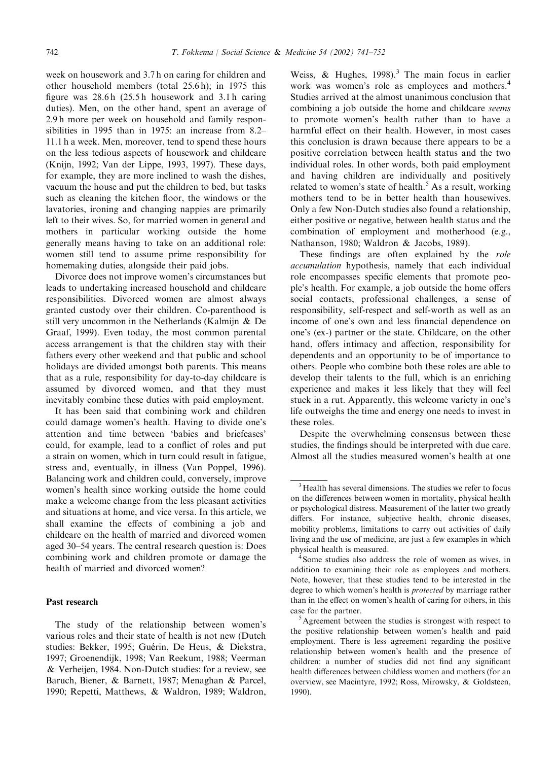week on housework and 3.7 h on caring for children and other household members (total 25.6 h); in 1975 this figure was 28.6 h (25.5 h housework and 3.1 h caring duties). Men, on the other hand, spent an average of 2.9 h more per week on household and family responsibilities in 1995 than in 1975: an increase from 8.2–11.1 h a week. Men, moreover, tend to spend these hours on the less tedious aspects of housework and childcare (Knijn, 1992; Van der Lippe, 1993, 1997). These days, for example, they are more inclined to wash the dishes, vacuum the house and put the children to bed, but tasks such as cleaning the kitchen floor, the windows or the lavatories, ironing and changing nappies are primarily left to their wives. So, for married women in general and mothers in particular working outside the home generally means having to take on an additional role: women still tend to assume prime responsibility for homemaking duties, alongside their paid jobs.

Divorce does not improve women's circumstances but leads to undertaking increased household and childcare responsibilities. Divorced women are almost always granted custody over their children. Co-parenthood is still very uncommon in the Netherlands (Kalmijn & De Graaf, 1999). Even today, the most common parental access arrangement is that the children stay with their fathers every other weekend and that public and school holidays are divided amongst both parents. This means that as a rule, responsibility for day-to-day childcare is assumed by divorced women, and that they must inevitably combine these duties with paid employment.

It has been said that combining work and children could damage women's health. Having to divide one's attention and time between 'babies and briefcases' could, for example, lead to a conflict of roles and put a strain on women, which in turn could result in fatigue, stress and, eventually, in illness (Van Poppel, 1996). Balancing work and children could, conversely, improve women's health since working outside the home could make a welcome change from the less pleasant activities and situations at home, and vice versa. In this article, we shall examine the effects of combining a job and childcare on the health of married and divorced women aged 30–54 years. The central research question is: Does combining work and children promote or damage the health of married and divorced women?

## Past research

The study of the relationship between women's various roles and their state of health is not new (Dutch studies: Bekker, 1995; Guérin, De Heus, & Diekstra, 1997; Groenendijk, 1998; Van Reekum, 1988; Veerman & Verheijen, 1984. Non-Dutch studies: for a review, see Baruch, Biener, & Barnett, 1987; Menaghan & Parcel, 1990; Repetti, Matthews, & Waldron, 1989; Waldron, Weiss, & Hughes, 1998).[3] The main focus in earlier work was women's role as employees and mothers.[4] Studies arrived at the almost unanimous conclusion that combining a job outside the home and childcare *seems* to promote women's health rather than to have a harmful effect on their health. However, in most cases this conclusion is drawn because there appears to be a positive correlation between health status and the two individual roles. In other words, both paid employment and having children are individually and positively related to women's state of health.[5] As a result, working mothers tend to be in better health than housewives. Only a few Non-Dutch studies also found a relationship, either positive or negative, between health status and the combination of employment and motherhood (e.g., Nathanson, 1980; Waldron & Jacobs, 1989).

These findings are often explained by the *role accumulation* hypothesis, namely that each individual role encompasses specific elements that promote people's health. For example, a job outside the home offers social contacts, professional challenges, a sense of responsibility, self-respect and self-worth as well as an income of one's own and less financial dependence on one's (ex-) partner or the state. Childcare, on the other hand, offers intimacy and affection, responsibility for dependents and an opportunity to be of importance to others. People who combine both these roles are able to develop their talents to the full, which is an enriching experience and makes it less likely that they will feel stuck in a rut. Apparently, this welcome variety in one's life outweighs the time and energy one needs to invest in these roles.

Despite the overwhelming consensus between these studies, the findings should be interpreted with due care. Almost all the studies measured women's health at one

[3] Health has several dimensions. The studies we refer to focus on the differences between women in mortality, physical health or psychological distress. Measurement of the latter two greatly differs. For instance, subjective health, chronic diseases, mobility problems, limitations to carry out activities of daily living and the use of medicine, are just a few examples in which physical health is measured.

[4] Some studies also address the role of women as wives, in addition to examining their role as employees and mothers. Note, however, that these studies tend to be interested in the degree to which women's health is *protected* by marriage rather than in the effect on women's health of caring for others, in this case for the partner.

[5] Agreement between the studies is strongest with respect to the positive relationship between women's health and paid employment. There is less agreement regarding the positive relationship between women's health and the presence of children: a number of studies did not find any significant health differences between childless women and mothers (for an overview, see Macintyre, 1992; Ross, Mirowsky, & Goldsteen, 1990).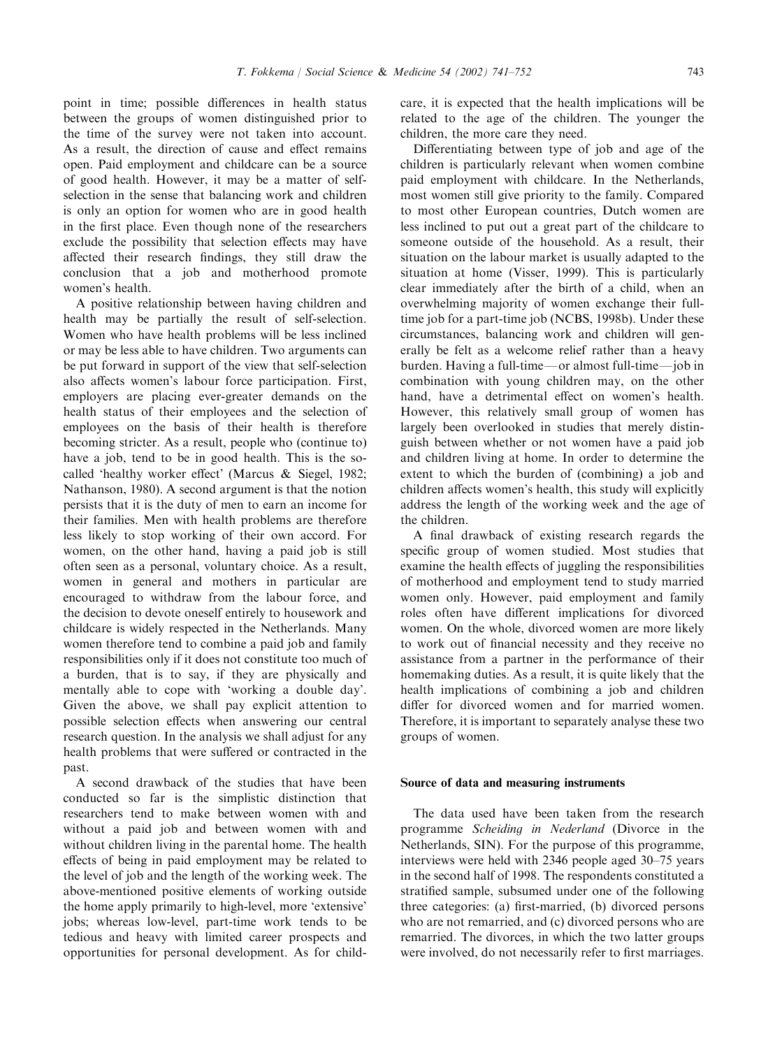point in time; possible differences in health status between the groups of women distinguished prior to the time of the survey were not taken into account. As a result, the direction of cause and effect remains open. Paid employment and childcare can be a source of good health. However, it may be a matter of self-selection in the sense that balancing work and children is only an option for women who are in good health in the first place. Even though none of the researchers exclude the possibility that selection effects may have affected their research findings, they still draw the conclusion that a job and motherhood promote women's health.

A positive relationship between having children and health may be partially the result of self-selection. Women who have health problems will be less inclined or may be less able to have children. Two arguments can be put forward in support of the view that self-selection also affects women's labour force participation. First, employers are placing ever-greater demands on the health status of their employees and the selection of employees on the basis of their health is therefore becoming stricter. As a result, people who (continue to) have a job, tend to be in good health. This is the so-called 'healthy worker effect' (Marcus & Siegel, 1982; Nathanson, 1980). A second argument is that the notion persists that it is the duty of men to earn an income for their families. Men with health problems are therefore less likely to stop working of their own accord. For women, on the other hand, having a paid job is still often seen as a personal, voluntary choice. As a result, women in general and mothers in particular are encouraged to withdraw from the labour force, and the decision to devote oneself entirely to housework and childcare is widely respected in the Netherlands. Many women therefore tend to combine a paid job and family responsibilities only if it does not constitute too much of a burden, that is to say, if they are physically and mentally able to cope with 'working a double day'. Given the above, we shall pay explicit attention to possible selection effects when answering our central research question. In the analysis we shall adjust for any health problems that were suffered or contracted in the past.

A second drawback of the studies that have been conducted so far is the simplistic distinction that researchers tend to make between women with and without a paid job and between women with and without children living in the parental home. The health effects of being in paid employment may be related to the level of job and the length of the working week. The above-mentioned positive elements of working outside the home apply primarily to high-level, more 'extensive' jobs; whereas low-level, part-time work tends to be tedious and heavy with limited career prospects and opportunities for personal development. As for childcare, it is expected that the health implications will be related to the age of the children. The younger the children, the more care they need.

Differentiating between type of job and age of the children is particularly relevant when women combine paid employment with childcare. In the Netherlands, most women still give priority to the family. Compared to most other European countries, Dutch women are less inclined to put out a great part of the childcare to someone outside of the household. As a result, their situation on the labour market is usually adapted to the situation at home (Visser, 1999). This is particularly clear immediately after the birth of a child, when an overwhelming majority of women exchange their full-time job for a part-time job (NCBS, 1998b). Under these circumstances, balancing work and children will generally be felt as a welcome relief rather than a heavy burden. Having a full-time—or almost full-time—job in combination with young children may, on the other hand, have a detrimental effect on women's health. However, this relatively small group of women has largely been overlooked in studies that merely distinguish between whether or not women have a paid job and children living at home. In order to determine the extent to which the burden of (combining) a job and children affects women's health, this study will explicitly address the length of the working week and the age of the children.

A final drawback of existing research regards the specific group of women studied. Most studies that examine the health effects of juggling the responsibilities of motherhood and employment tend to study married women only. However, paid employment and family roles often have different implications for divorced women. On the whole, divorced women are more likely to work out of financial necessity and they receive no assistance from a partner in the performance of their homemaking duties. As a result, it is quite likely that the health implications of combining a job and children differ for divorced women and for married women. Therefore, it is important to separately analyse these two groups of women.

## Source of data and measuring instruments

The data used have been taken from the research programme *Scheiding in Nederland* (Divorce in the Netherlands, SIN). For the purpose of this programme, interviews were held with 2346 people aged 30–75 years in the second half of 1998. The respondents constituted a stratified sample, subsumed under one of the following three categories: (a) first-married, (b) divorced persons who are not remarried, and (c) divorced persons who are remarried. The divorces, in which the two latter groups were involved, do not necessarily refer to first marriages.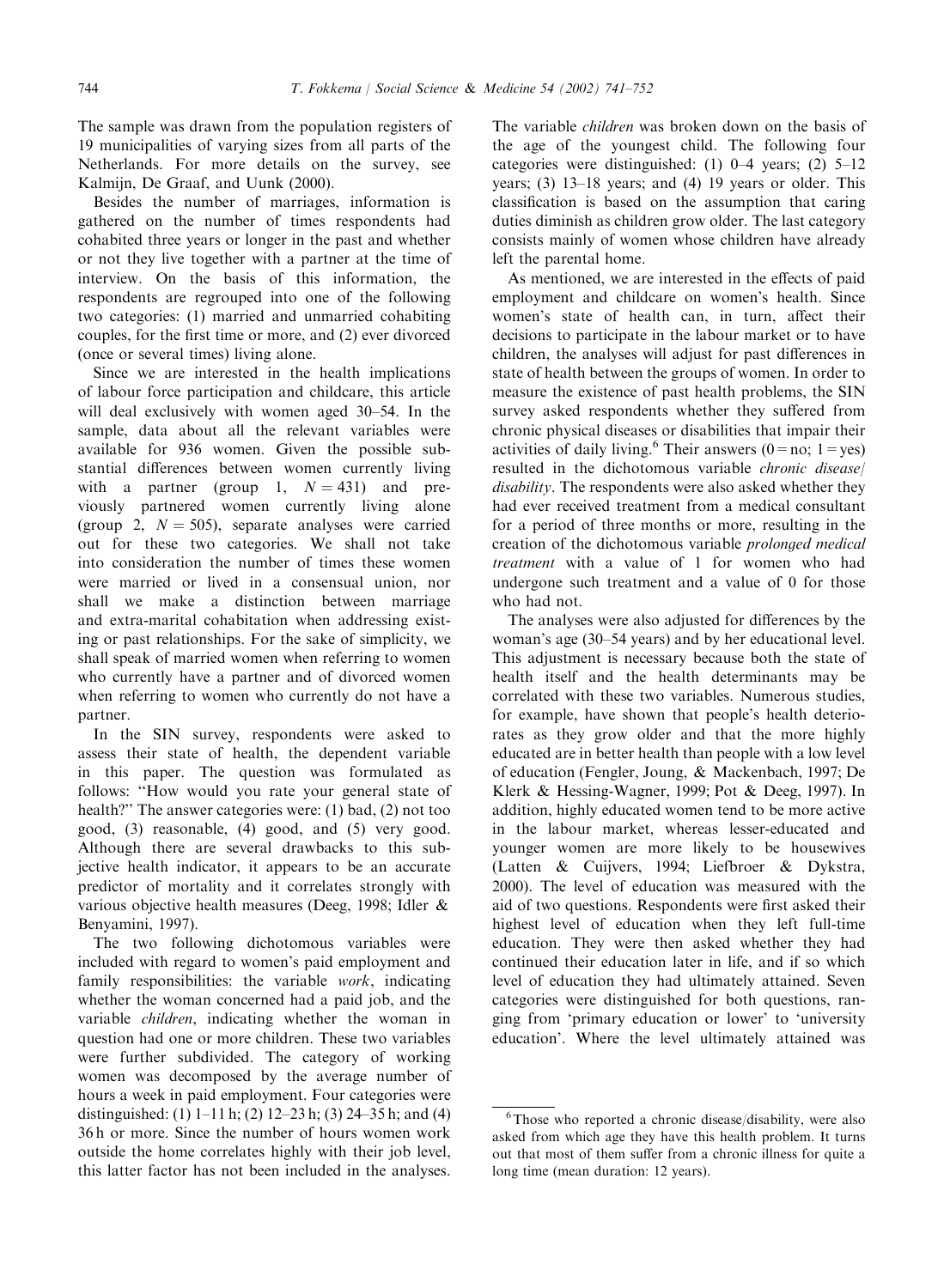The sample was drawn from the population registers of 19 municipalities of varying sizes from all parts of the Netherlands. For more details on the survey, see Kalmijn, De Graaf, and Uunk (2000).

Besides the number of marriages, information is gathered on the number of times respondents had cohabited three years or longer in the past and whether or not they live together with a partner at the time of interview. On the basis of this information, the respondents are regrouped into one of the following two categories: (1) married and unmarried cohabiting couples, for the first time or more, and (2) ever divorced (once or several times) living alone.

Since we are interested in the health implications of labour force participation and childcare, this article will deal exclusively with women aged 30–54. In the sample, data about all the relevant variables were available for 936 women. Given the possible substantial differences between women currently living with a partner (group 1, $N = 431$) and previously partnered women currently living alone (group 2, $N = 505$), separate analyses were carried out for these two categories. We shall not take into consideration the number of times these women were married or lived in a consensual union, nor shall we make a distinction between marriage and extra-marital cohabitation when addressing existing or past relationships. For the sake of simplicity, we shall speak of married women when referring to women who currently have a partner and of divorced women when referring to women who currently do not have a partner.

In the SIN survey, respondents were asked to assess their state of health, the dependent variable in this paper. The question was formulated as follows: "How would you rate your general state of health?" The answer categories were: (1) bad, (2) not too good, (3) reasonable, (4) good, and (5) very good. Although there are several drawbacks to this subjective health indicator, it appears to be an accurate predictor of mortality and it correlates strongly with various objective health measures (Deeg, 1998; Idler & Benyamini, 1997).

The two following dichotomous variables were included with regard to women's paid employment and family responsibilities: the variable *work*, indicating whether the woman concerned had a paid job, and the variable *children*, indicating whether the woman in question had one or more children. These two variables were further subdivided. The category of working women was decomposed by the average number of hours a week in paid employment. Four categories were distinguished: (1) 1–11 h; (2) 12–23 h; (3) 24–35 h; and (4) 36 h or more. Since the number of hours women work outside the home correlates highly with their job level, this latter factor has not been included in the analyses.

The variable *children* was broken down on the basis of the age of the youngest child. The following four categories were distinguished: (1) 0–4 years; (2) 5–12 years; (3) 13–18 years; and (4) 19 years or older. This classification is based on the assumption that caring duties diminish as children grow older. The last category consists mainly of women whose children have already left the parental home.

As mentioned, we are interested in the effects of paid employment and childcare on women's health. Since women's state of health can, in turn, affect their decisions to participate in the labour market or to have children, the analyses will adjust for past differences in state of health between the groups of women. In order to measure the existence of past health problems, the SIN survey asked respondents whether they suffered from chronic physical diseases or disabilities that impair their activities of daily living.[6] Their answers (0 = no; 1 = yes) resulted in the dichotomous variable *chronic disease/disability*. The respondents were also asked whether they had ever received treatment from a medical consultant for a period of three months or more, resulting in the creation of the dichotomous variable *prolonged medical treatment* with a value of 1 for women who had undergone such treatment and a value of 0 for those who had not.

The analyses were also adjusted for differences by the woman's age (30–54 years) and by her educational level. This adjustment is necessary because both the state of health itself and the health determinants may be correlated with these two variables. Numerous studies, for example, have shown that people's health deteriorates as they grow older and that the more highly educated are in better health than people with a low level of education (Fengler, Joung, & Mackenbach, 1997; De Klerk & Hessing-Wagner, 1999; Pot & Deeg, 1997). In addition, highly educated women tend to be more active in the labour market, whereas lesser-educated and younger women are more likely to be housewives (Latten & Cuijvers, 1994; Liefbroer & Dykstra, 2000). The level of education was measured with the aid of two questions. Respondents were first asked their highest level of education when they left full-time education. They were then asked whether they had continued their education later in life, and if so which level of education they had ultimately attained. Seven categories were distinguished for both questions, ranging from 'primary education or lower' to 'university education'. Where the level ultimately attained was

[6] Those who reported a chronic disease/disability, were also asked from which age they have this health problem. It turns out that most of them suffer from a chronic illness for quite a long time (mean duration: 12 years).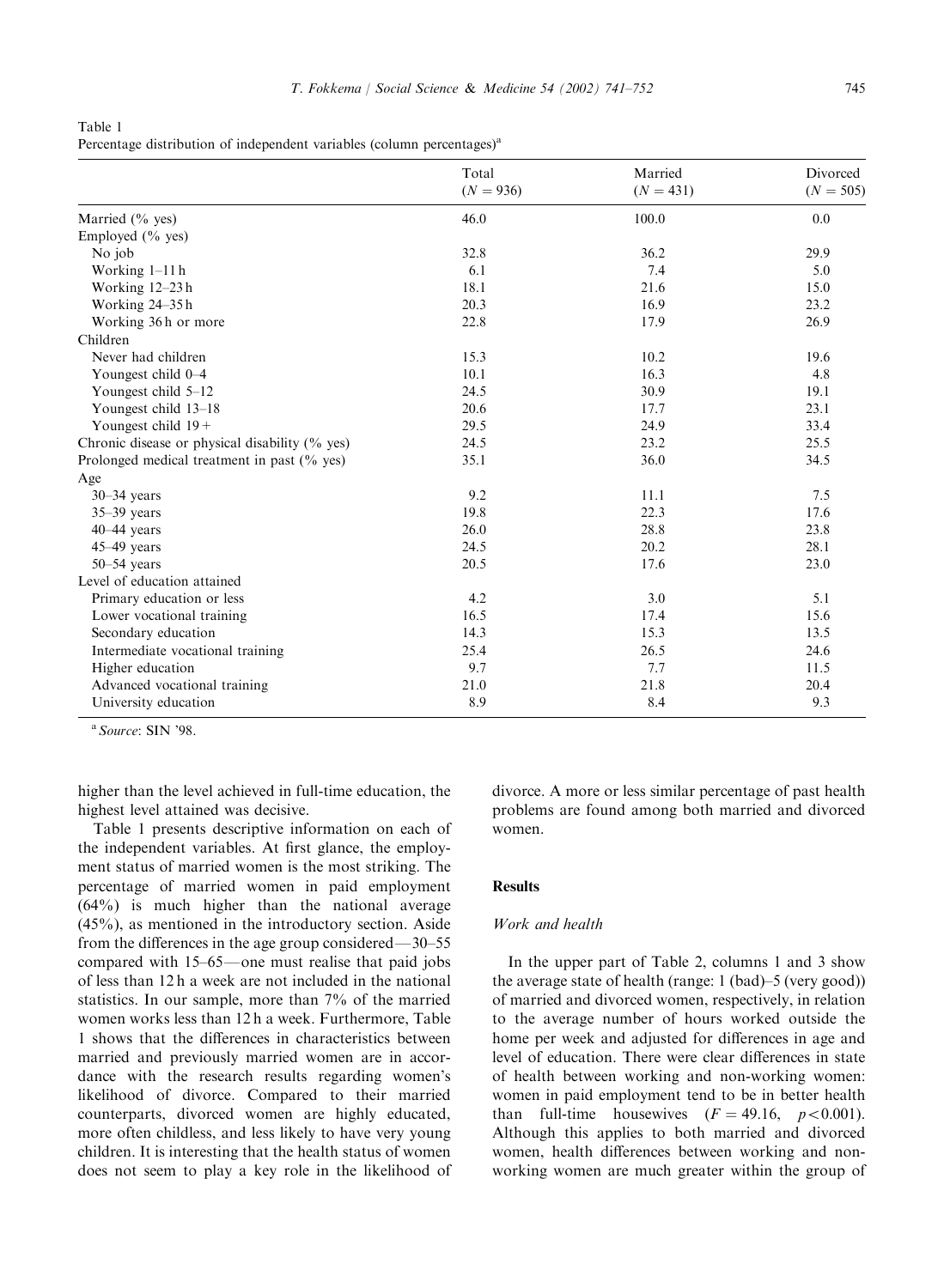Table 1
Percentage distribution of independent variables (column percentages)[a]

| | Total ($N = 936$) | Married ($N = 431$) | Divorced ($N = 505$) |
|---|---|---|---|
| Married (% yes) | 46.0 | 100.0 | 0.0 |
| Employed (% yes) | | | |
| No job | 32.8 | 36.2 | 29.9 |
| Working 1–11 h | 6.1 | 7.4 | 5.0 |
| Working 12–23 h | 18.1 | 21.6 | 15.0 |
| Working 24–35 h | 20.3 | 16.9 | 23.2 |
| Working 36 h or more | 22.8 | 17.9 | 26.9 |
| Children | | | |
| Never had children | 15.3 | 10.2 | 19.6 |
| Youngest child 0–4 | 10.1 | 16.3 | 4.8 |
| Youngest child 5–12 | 24.5 | 30.9 | 19.1 |
| Youngest child 13–18 | 20.6 | 17.7 | 23.1 |
| Youngest child 19+ | 29.5 | 24.9 | 33.4 |
| Chronic disease or physical disability (% yes) | 24.5 | 23.2 | 25.5 |
| Prolonged medical treatment in past (% yes) | 35.1 | 36.0 | 34.5 |
| Age | | | |
| 30–34 years | 9.2 | 11.1 | 7.5 |
| 35–39 years | 19.8 | 22.3 | 17.6 |
| 40–44 years | 26.0 | 28.8 | 23.8 |
| 45–49 years | 24.5 | 20.2 | 28.1 |
| 50–54 years | 20.5 | 17.6 | 23.0 |
| Level of education attained | | | |
| Primary education or less | 4.2 | 3.0 | 5.1 |
| Lower vocational training | 16.5 | 17.4 | 15.6 |
| Secondary education | 14.3 | 15.3 | 13.5 |
| Intermediate vocational training | 25.4 | 26.5 | 24.6 |
| Higher education | 9.7 | 7.7 | 11.5 |
| Advanced vocational training | 21.0 | 21.8 | 20.4 |
| University education | 8.9 | 8.4 | 9.3 |

[a] *Source*: SIN '98.

higher than the level achieved in full-time education, the highest level attained was decisive.

Table 1 presents descriptive information on each of the independent variables. At first glance, the employment status of married women is the most striking. The percentage of married women in paid employment (64%) is much higher than the national average (45%), as mentioned in the introductory section. Aside from the differences in the age group considered—30–55 compared with 15–65—one must realise that paid jobs of less than 12 h a week are not included in the national statistics. In our sample, more than 7% of the married women works less than 12 h a week. Furthermore, Table 1 shows that the differences in characteristics between married and previously married women are in accordance with the research results regarding women's likelihood of divorce. Compared to their married counterparts, divorced women are highly educated, more often childless, and less likely to have very young children. It is interesting that the health status of women does not seem to play a key role in the likelihood of divorce. A more or less similar percentage of past health problems are found among both married and divorced women.

## Results

### *Work and health*

In the upper part of Table 2, columns 1 and 3 show the average state of health (range: 1 (bad)–5 (very good)) of married and divorced women, respectively, in relation to the average number of hours worked outside the home per week and adjusted for differences in age and level of education. There were clear differences in state of health between working and non-working women: women in paid employment tend to be in better health than full-time housewives ($F = 49.16$, $p < 0.001$). Although this applies to both married and divorced women, health differences between working and non-working women are much greater within the group of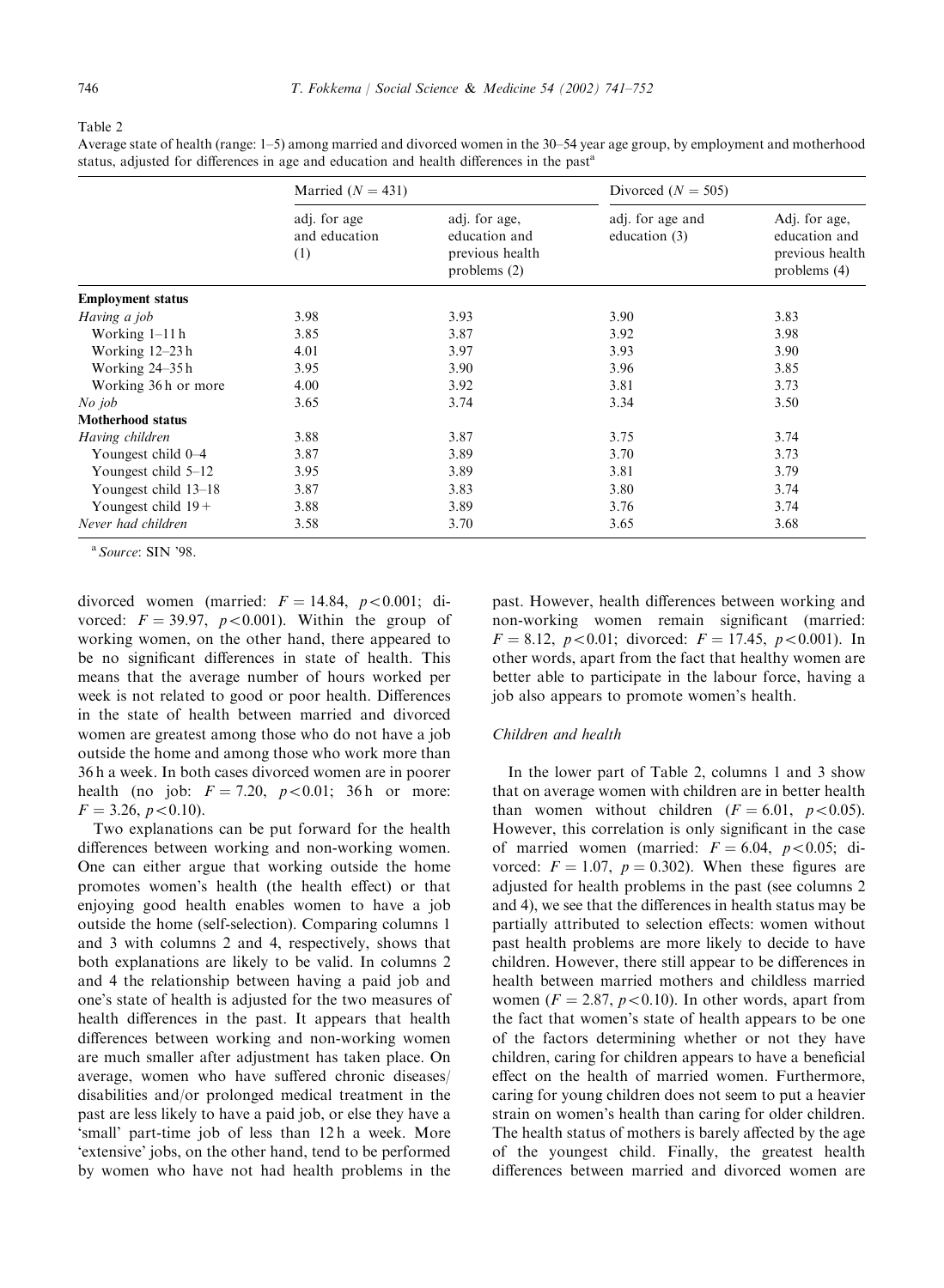Table 2

Average state of health (range: 1–5) among married and divorced women in the 30–54 year age group, by employment and motherhood status, adjusted for differences in age and education and health differences in the past[a]

| | Married ($N = 431$) | | Divorced ($N = 505$) | |
|---|---|---|---|---|
| | adj. for age and education (1) | adj. for age, education and previous health problems (2) | adj. for age and education (3) | Adj. for age, education and previous health problems (4) |
| **Employment status** | | | | |
| *Having a job* | 3.98 | 3.93 | 3.90 | 3.83 |
| Working 1–11 h | 3.85 | 3.87 | 3.92 | 3.98 |
| Working 12–23 h | 4.01 | 3.97 | 3.93 | 3.90 |
| Working 24–35 h | 3.95 | 3.90 | 3.96 | 3.85 |
| Working 36 h or more | 4.00 | 3.92 | 3.81 | 3.73 |
| *No job* | 3.65 | 3.74 | 3.34 | 3.50 |
| **Motherhood status** | | | | |
| *Having children* | 3.88 | 3.87 | 3.75 | 3.74 |
| Youngest child 0–4 | 3.87 | 3.89 | 3.70 | 3.73 |
| Youngest child 5–12 | 3.95 | 3.89 | 3.81 | 3.79 |
| Youngest child 13–18 | 3.87 | 3.83 | 3.80 | 3.74 |
| Youngest child 19+ | 3.88 | 3.89 | 3.76 | 3.74 |
| *Never had children* | 3.58 | 3.70 | 3.65 | 3.68 |

[a] *Source*: SIN '98.

divorced women (married: $F = 14.84$, $p < 0.001$; divorced: $F = 39.97$, $p < 0.001$). Within the group of working women, on the other hand, there appeared to be no significant differences in state of health. This means that the average number of hours worked per week is not related to good or poor health. Differences in the state of health between married and divorced women are greatest among those who do not have a job outside the home and among those who work more than 36 h a week. In both cases divorced women are in poorer health (no job: $F = 7.20$, $p < 0.01$; 36 h or more: $F = 3.26$, $p < 0.10$).

Two explanations can be put forward for the health differences between working and non-working women. One can either argue that working outside the home promotes women's health (the health effect) or that enjoying good health enables women to have a job outside the home (self-selection). Comparing columns 1 and 3 with columns 2 and 4, respectively, shows that both explanations are likely to be valid. In columns 2 and 4 the relationship between having a paid job and one's state of health is adjusted for the two measures of health differences in the past. It appears that health differences between working and non-working women are much smaller after adjustment has taken place. On average, women who have suffered chronic diseases/disabilities and/or prolonged medical treatment in the past are less likely to have a paid job, or else they have a 'small' part-time job of less than 12 h a week. More 'extensive' jobs, on the other hand, tend to be performed by women who have not had health problems in the past. However, health differences between working and non-working women remain significant (married: $F = 8.12$, $p < 0.01$; divorced: $F = 17.45$, $p < 0.001$). In other words, apart from the fact that healthy women are better able to participate in the labour force, having a job also appears to promote women's health.

### *Children and health*

In the lower part of Table 2, columns 1 and 3 show that on average women with children are in better health than women without children ($F = 6.01$, $p < 0.05$). However, this correlation is only significant in the case of married women (married: $F = 6.04$, $p < 0.05$; divorced: $F = 1.07$, $p = 0.302$). When these figures are adjusted for health problems in the past (see columns 2 and 4), we see that the differences in health status may be partially attributed to selection effects: women without past health problems are more likely to decide to have children. However, there still appear to be differences in health between married mothers and childless married women ($F = 2.87$, $p < 0.10$). In other words, apart from the fact that women's state of health appears to be one of the factors determining whether or not they have children, caring for children appears to have a beneficial effect on the health of married women. Furthermore, caring for young children does not seem to put a heavier strain on women's health than caring for older children. The health status of mothers is barely affected by the age of the youngest child. Finally, the greatest health differences between married and divorced women are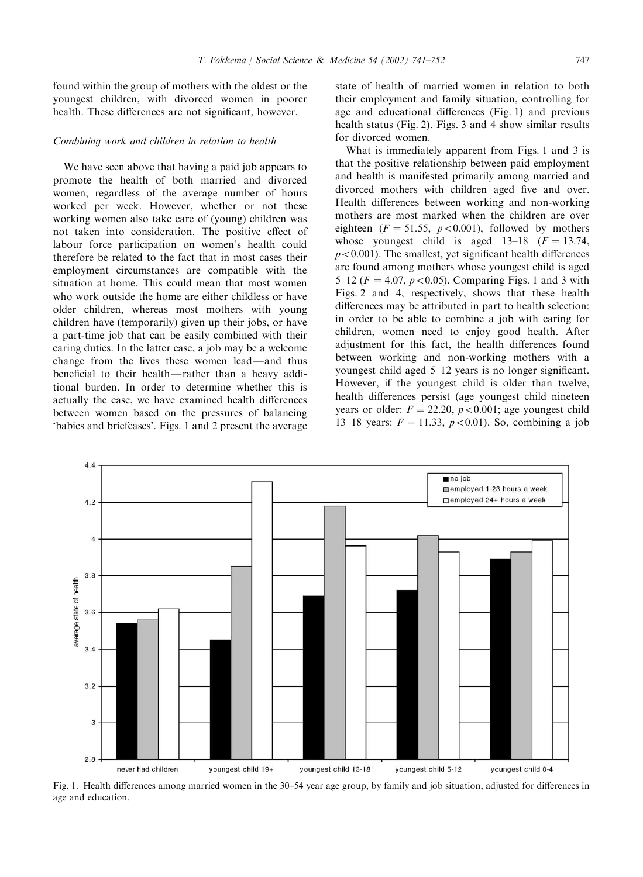found within the group of mothers with the oldest or the youngest children, with divorced women in poorer health. These differences are not significant, however.

### Combining work and children in relation to health

We have seen above that having a paid job appears to promote the health of both married and divorced women, regardless of the average number of hours worked per week. However, whether or not these working women also take care of (young) children was not taken into consideration. The positive effect of labour force participation on women's health could therefore be related to the fact that in most cases their employment circumstances are compatible with the situation at home. This could mean that most women who work outside the home are either childless or have older children, whereas most mothers with young children have (temporarily) given up their jobs, or have a part-time job that can be easily combined with their caring duties. In the latter case, a job may be a welcome change from the lives these women lead—and thus beneficial to their health—rather than a heavy additional burden. In order to determine whether this is actually the case, we have examined health differences between women based on the pressures of balancing 'babies and briefcases'. Figs. 1 and 2 present the average state of health of married women in relation to both their employment and family situation, controlling for age and educational differences (Fig. 1) and previous health status (Fig. 2). Figs. 3 and 4 show similar results for divorced women.

What is immediately apparent from Figs. 1 and 3 is that the positive relationship between paid employment and health is manifested primarily among married and divorced mothers with children aged five and over. Health differences between working and non-working mothers are most marked when the children are over eighteen ($F = 51.55$, $p < 0.001$), followed by mothers whose youngest child is aged 13–18 ($F = 13.74$, $p < 0.001$). The smallest, yet significant health differences are found among mothers whose youngest child is aged 5–12 ($F = 4.07$, $p < 0.05$). Comparing Figs. 1 and 3 with Figs. 2 and 4, respectively, shows that these health differences may be attributed in part to health selection: in order to be able to combine a job with caring for children, women need to enjoy good health. After adjustment for this fact, the health differences found between working and non-working mothers with a youngest child aged 5–12 years is no longer significant. However, if the youngest child is older than twelve, health differences persist (age youngest child nineteen years or older: $F = 22.20$, $p < 0.001$; age youngest child 13–18 years: $F = 11.33$, $p < 0.01$). So, combining a job

Fig. 1. Health differences among married women in the 30–54 year age group, by family and job situation, adjusted for differences in age and education.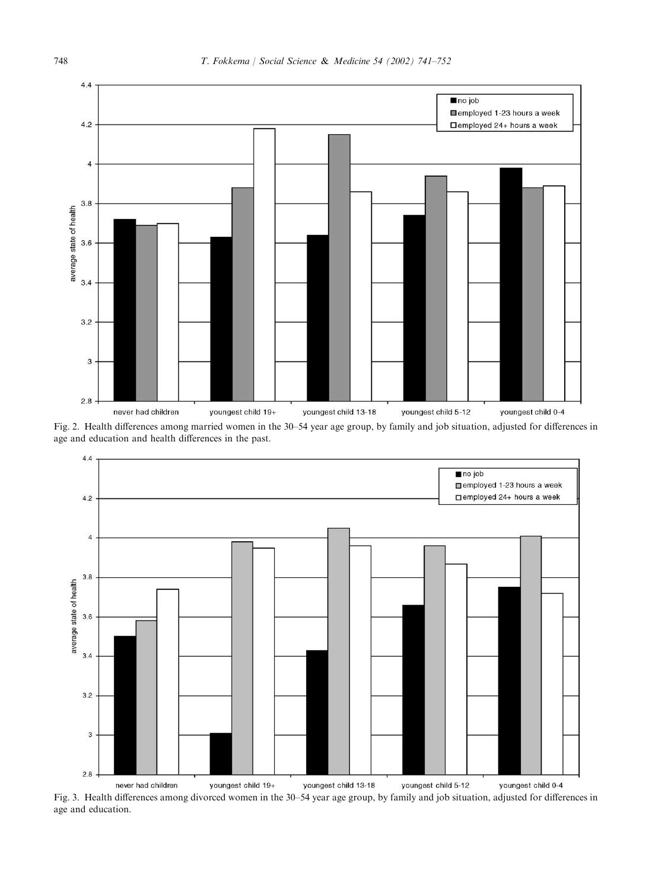Fig. 2. Health differences among married women in the 30–54 year age group, by family and job situation, adjusted for differences in age and education and health differences in the past.

Fig. 3. Health differences among divorced women in the 30–54 year age group, by family and job situation, adjusted for differences in age and education.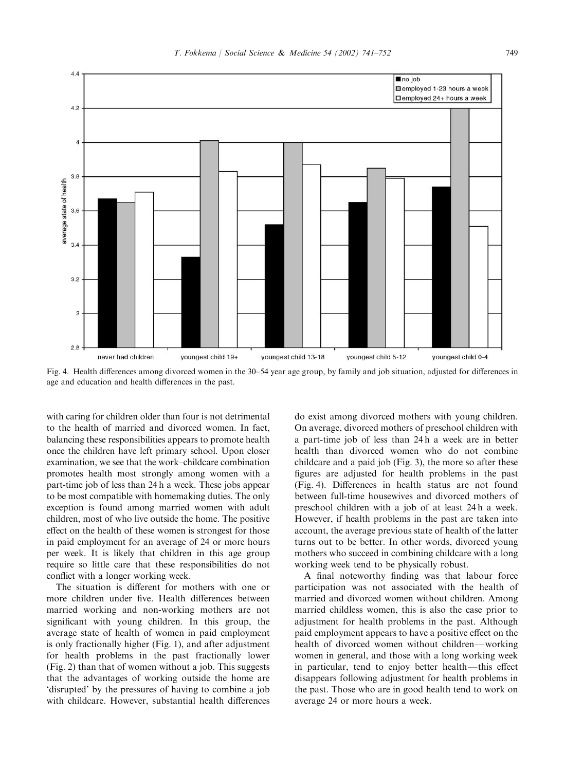Fig. 4. Health differences among divorced women in the 30–54 year age group, by family and job situation, adjusted for differences in age and education and health differences in the past.

with caring for children older than four is not detrimental to the health of married and divorced women. In fact, balancing these responsibilities appears to promote health once the children have left primary school. Upon closer examination, we see that the work–childcare combination promotes health most strongly among women with a part-time job of less than 24 h a week. These jobs appear to be most compatible with homemaking duties. The only exception is found among married women with adult children, most of who live outside the home. The positive effect on the health of these women is strongest for those in paid employment for an average of 24 or more hours per week. It is likely that children in this age group require so little care that these responsibilities do not conflict with a longer working week.

The situation is different for mothers with one or more children under five. Health differences between married working and non-working mothers are not significant with young children. In this group, the average state of health of women in paid employment is only fractionally higher (Fig. 1), and after adjustment for health problems in the past fractionally lower (Fig. 2) than that of women without a job. This suggests that the advantages of working outside the home are 'disrupted' by the pressures of having to combine a job with childcare. However, substantial health differences do exist among divorced mothers with young children. On average, divorced mothers of preschool children with a part-time job of less than 24 h a week are in better health than divorced women who do not combine childcare and a paid job (Fig. 3), the more so after these figures are adjusted for health problems in the past (Fig. 4). Differences in health status are not found between full-time housewives and divorced mothers of preschool children with a job of at least 24 h a week. However, if health problems in the past are taken into account, the average previous state of health of the latter turns out to be better. In other words, divorced young mothers who succeed in combining childcare with a long working week tend to be physically robust.

A final noteworthy finding was that labour force participation was not associated with the health of married and divorced women without children. Among married childless women, this is also the case prior to adjustment for health problems in the past. Although paid employment appears to have a positive effect on the health of divorced women without children—working women in general, and those with a long working week in particular, tend to enjoy better health—this effect disappears following adjustment for health problems in the past. Those who are in good health tend to work on average 24 or more hours a week.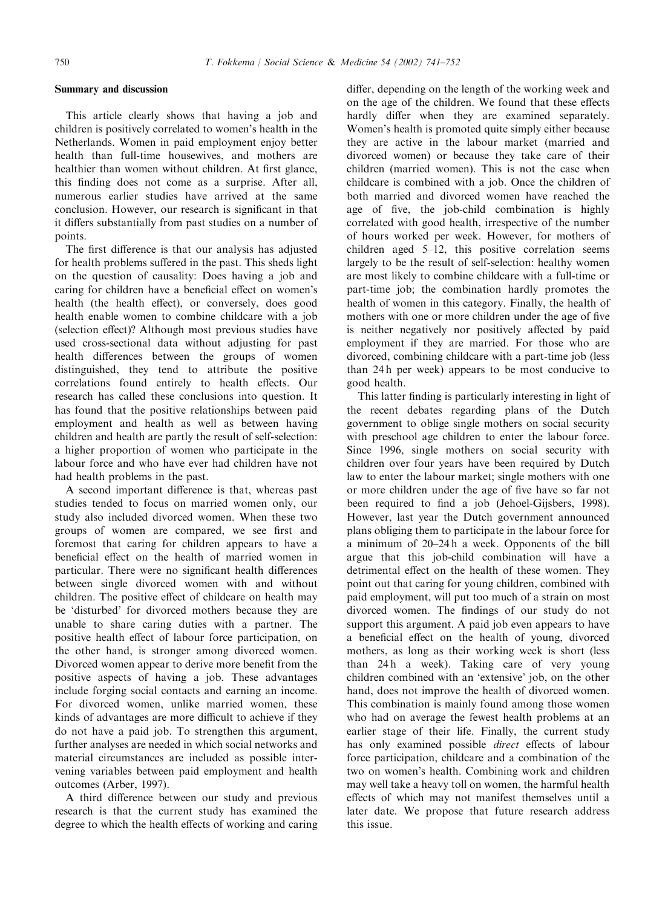## Summary and discussion

This article clearly shows that having a job and children is positively correlated to women's health in the Netherlands. Women in paid employment enjoy better health than full-time housewives, and mothers are healthier than women without children. At first glance, this finding does not come as a surprise. After all, numerous earlier studies have arrived at the same conclusion. However, our research is significant in that it differs substantially from past studies on a number of points.

The first difference is that our analysis has adjusted for health problems suffered in the past. This sheds light on the question of causality: Does having a job and caring for children have a beneficial effect on women's health (the health effect), or conversely, does good health enable women to combine childcare with a job (selection effect)? Although most previous studies have used cross-sectional data without adjusting for past health differences between the groups of women distinguished, they tend to attribute the positive correlations found entirely to health effects. Our research has called these conclusions into question. It has found that the positive relationships between paid employment and health as well as between having children and health are partly the result of self-selection: a higher proportion of women who participate in the labour force and who have ever had children have not had health problems in the past.

A second important difference is that, whereas past studies tended to focus on married women only, our study also included divorced women. When these two groups of women are compared, we see first and foremost that caring for children appears to have a beneficial effect on the health of married women in particular. There were no significant health differences between single divorced women with and without children. The positive effect of childcare on health may be 'disturbed' for divorced mothers because they are unable to share caring duties with a partner. The positive health effect of labour force participation, on the other hand, is stronger among divorced women. Divorced women appear to derive more benefit from the positive aspects of having a job. These advantages include forging social contacts and earning an income. For divorced women, unlike married women, these kinds of advantages are more difficult to achieve if they do not have a paid job. To strengthen this argument, further analyses are needed in which social networks and material circumstances are included as possible intervening variables between paid employment and health outcomes (Arber, 1997).

A third difference between our study and previous research is that the current study has examined the degree to which the health effects of working and caring differ, depending on the length of the working week and on the age of the children. We found that these effects hardly differ when they are examined separately. Women's health is promoted quite simply either because they are active in the labour market (married and divorced women) or because they take care of their children (married women). This is not the case when childcare is combined with a job. Once the children of both married and divorced women have reached the age of five, the job-child combination is highly correlated with good health, irrespective of the number of hours worked per week. However, for mothers of children aged 5–12, this positive correlation seems largely to be the result of self-selection: healthy women are most likely to combine childcare with a full-time or part-time job; the combination hardly promotes the health of women in this category. Finally, the health of mothers with one or more children under the age of five is neither negatively nor positively affected by paid employment if they are married. For those who are divorced, combining childcare with a part-time job (less than 24 h per week) appears to be most conducive to good health.

This latter finding is particularly interesting in light of the recent debates regarding plans of the Dutch government to oblige single mothers on social security with preschool age children to enter the labour force. Since 1996, single mothers on social security with children over four years have been required by Dutch law to enter the labour market; single mothers with one or more children under the age of five have so far not been required to find a job (Jehoel-Gijsbers, 1998). However, last year the Dutch government announced plans obliging them to participate in the labour force for a minimum of 20–24 h a week. Opponents of the bill argue that this job-child combination will have a detrimental effect on the health of these women. They point out that caring for young children, combined with paid employment, will put too much of a strain on most divorced women. The findings of our study do not support this argument. A paid job even appears to have a beneficial effect on the health of young, divorced mothers, as long as their working week is short (less than 24 h a week). Taking care of very young children combined with an 'extensive' job, on the other hand, does not improve the health of divorced women. This combination is mainly found among those women who had on average the fewest health problems at an earlier stage of their life. Finally, the current study has only examined possible *direct* effects of labour force participation, childcare and a combination of the two on women's health. Combining work and children may well take a heavy toll on women, the harmful health effects of which may not manifest themselves until a later date. We propose that future research address this issue.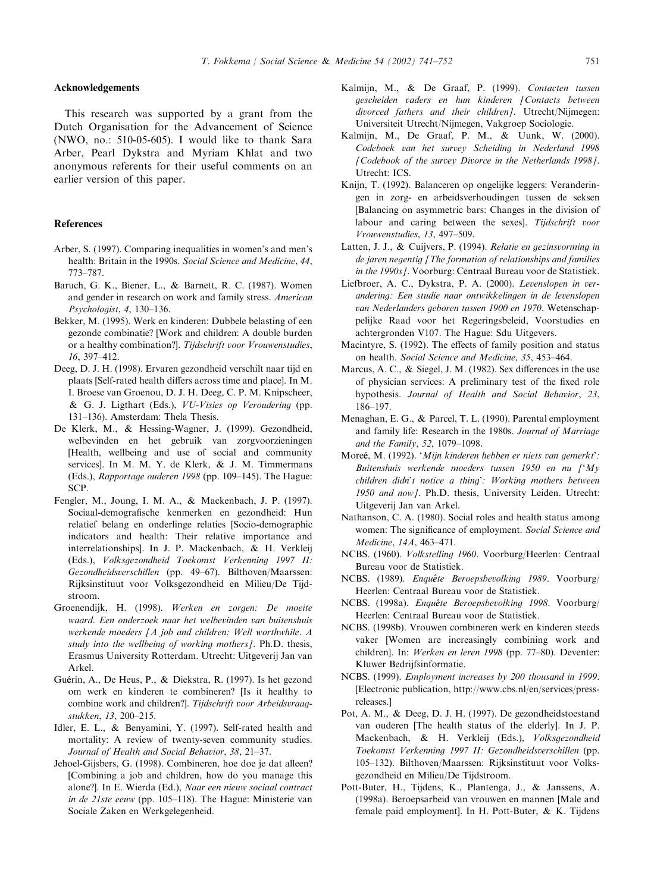## Acknowledgements

This research was supported by a grant from the Dutch Organisation for the Advancement of Science (NWO, no.: 510-05-605). I would like to thank Sara Arber, Pearl Dykstra and Myriam Khlat and two anonymous referents for their useful comments on an earlier version of this paper.

## References

Arber, S. (1997). Comparing inequalities in women's and men's health: Britain in the 1990s. *Social Science and Medicine*, *44*, 773–787.

Baruch, G. K., Biener, L., & Barnett, R. C. (1987). Women and gender in research on work and family stress. *American Psychologist*, *4*, 130–136.

Bekker, M. (1995). Werk en kinderen: Dubbele belasting of een gezonde combinatie? [Work and children: A double burden or a healthy combination?]. *Tijdschrift voor Vrouwenstudies*, *16*, 397–412.

Deeg, D. J. H. (1998). Ervaren gezondheid verschilt naar tijd en plaats [Self-rated health differs across time and place]. In M. I. Broese van Groenou, D. J. H. Deeg, C. P. M. Knipscheer, & G. J. Ligthart (Eds.), *VU-Visies op Veroudering* (pp. 131–136). Amsterdam: Thela Thesis.

De Klerk, M., & Hessing-Wagner, J. (1999). Gezondheid, welbevinden en het gebruik van zorgvoorzieningen [Health, wellbeing and use of social and community services]. In M. M. Y. de Klerk, & J. M. Timmermans (Eds.), *Rapportage ouderen 1998* (pp. 109–145). The Hague: SCP.

Fengler, M., Joung, I. M. A., & Mackenbach, J. P. (1997). Sociaal-demografische kenmerken en gezondheid: Hun relatief belang en onderlinge relaties [Socio-demographic indicators and health: Their relative importance and interrelationships]. In J. P. Mackenbach, & H. Verkleij (Eds.), *Volksgezondheid Toekomst Verkenning 1997 II: Gezondheidsverschillen* (pp. 49–67). Bilthoven/Maarssen: Rijksinstituut voor Volksgezondheid en Milieu/De Tijdstroom.

Groenendijk, H. (1998). *Werken en zorgen: De moeite waard. Een onderzoek naar het welbevinden van buitenshuis werkende moeders [A job and children: Well worthwhile. A study into the wellbeing of working mothers]*. Ph.D. thesis, Erasmus University Rotterdam. Utrecht: Uitgeverij Jan van Arkel.

Guérin, A., De Heus, P., & Diekstra, R. (1997). Is het gezond om werk en kinderen te combineren? [Is it healthy to combine work and children?]. *Tijdschrift voor Arbeidsvraagstukken*, *13*, 200–215.

Idler, E. L., & Benyamini, Y. (1997). Self-rated health and mortality: A review of twenty-seven community studies. *Journal of Health and Social Behavior*, *38*, 21–37.

Jehoel-Gijsbers, G. (1998). Combineren, hoe doe je dat alleen? [Combining a job and children, how do you manage this alone?]. In E. Wierda (Ed.), *Naar een nieuw sociaal contract in de 21ste eeuw* (pp. 105–118). The Hague: Ministerie van Sociale Zaken en Werkgelegenheid.

Kalmijn, M., & De Graaf, P. (1999). *Contacten tussen gescheiden vaders en hun kinderen [Contacts between divorced fathers and their children]*. Utrecht/Nijmegen: Universiteit Utrecht/Nijmegen, Vakgroep Sociologie.

Kalmijn, M., De Graaf, P. M., & Uunk, W. (2000). *Codeboek van het survey Scheiding in Nederland 1998 [Codebook of the survey Divorce in the Netherlands 1998]*. Utrecht: ICS.

Knijn, T. (1992). Balanceren op ongelijke leggers: Veranderingen in zorg- en arbeidsverhoudingen tussen de seksen [Balancing on asymmetric bars: Changes in the division of labour and caring between the sexes]. *Tijdschrift voor Vrouwenstudies*, *13*, 497–509.

Latten, J. J., & Cuijvers, P. (1994). *Relatie en gezinsvorming in de jaren negentig [The formation of relationships and families in the 1990s]*. Voorburg: Centraal Bureau voor de Statistiek.

Liefbroer, A. C., Dykstra, P. A. (2000). *Levenslopen in verandering: Een studie naar ontwikkelingen in de levenslopen van Nederlanders geboren tussen 1900 en 1970*. Wetenschappelijke Raad voor het Regeringsbeleid, Voorstudies en achtergronden V107. The Hague: Sdu Uitgevers.

Macintyre, S. (1992). The effects of family position and status on health. *Social Science and Medicine*, *35*, 453–464.

Marcus, A. C., & Siegel, J. M. (1982). Sex differences in the use of physician services: A preliminary test of the fixed role hypothesis. *Journal of Health and Social Behavior*, *23*, 186–197.

Menaghan, E. G., & Parcel, T. L. (1990). Parental employment and family life: Research in the 1980s. *Journal of Marriage and the Family*, *52*, 1079–1098.

Moreé, M. (1992). *'Mijn kinderen hebben er niets van gemerkt': Buitenshuis werkende moeders tussen 1950 en nu ['My children didn't notice a thing': Working mothers between 1950 and now]*. Ph.D. thesis, University Leiden. Utrecht: Uitgeverij Jan van Arkel.

Nathanson, C. A. (1980). Social roles and health status among women: The significance of employment. *Social Science and Medicine*, *14A*, 463–471.

NCBS. (1960). *Volkstelling 1960*. Voorburg/Heerlen: Centraal Bureau voor de Statistiek.

NCBS. (1989). *Enquête Beroepsbevolking 1989*. Voorburg/Heerlen: Centraal Bureau voor de Statistiek.

NCBS. (1998a). *Enquête Beroepsbevolking 1998*. Voorburg/Heerlen: Centraal Bureau voor de Statistiek.

NCBS. (1998b). Vrouwen combineren werk en kinderen steeds vaker [Women are increasingly combining work and children]. In: *Werken en leren 1998* (pp. 77–80). Deventer: Kluwer Bedrijfsinformatie.

NCBS. (1999). *Employment increases by 200 thousand in 1999*. [Electronic publication, http://www.cbs.nl/en/services/press-releases.]

Pot, A. M., & Deeg, D. J. H. (1997). De gezondheidstoestand van ouderen [The health status of the elderly]. In J. P. Mackenbach, & H. Verkleij (Eds.), *Volksgezondheid Toekomst Verkenning 1997 II: Gezondheidsverschillen* (pp. 105–132). Bilthoven/Maarssen: Rijksinstituut voor Volksgezondheid en Milieu/De Tijdstroom.

Pott-Buter, H., Tijdens, K., Plantenga, J., & Janssens, A. (1998a). Beroepsarbeid van vrouwen en mannen [Male and female paid employment]. In H. Pott-Buter, & K. Tijdens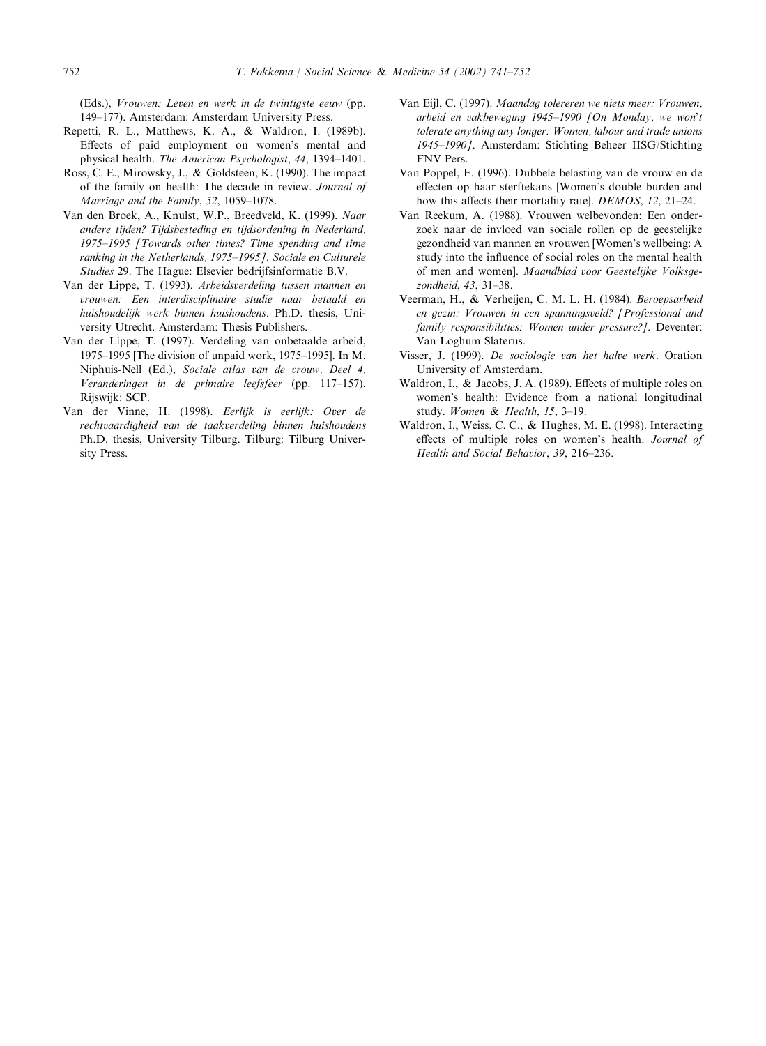(Eds.), *Vrouwen: Leven en werk in de twintigste eeuw* (pp. 149–177). Amsterdam: Amsterdam University Press.

Repetti, R. L., Matthews, K. A., & Waldron, I. (1989b). Effects of paid employment on women's mental and physical health. *The American Psychologist*, *44*, 1394–1401.

Ross, C. E., Mirowsky, J., & Goldsteen, K. (1990). The impact of the family on health: The decade in review. *Journal of Marriage and the Family*, *52*, 1059–1078.

Van den Broek, A., Knulst, W.P., Breedveld, K. (1999). *Naar andere tijden? Tijdsbesteding en tijdsordening in Nederland, 1975–1995 [Towards other times? Time spending and time ranking in the Netherlands, 1975–1995]*. *Sociale en Culturele Studies* 29. The Hague: Elsevier bedrijfsinformatie B.V.

Van der Lippe, T. (1993). *Arbeidsverdeling tussen mannen en vrouwen: Een interdisciplinaire studie naar betaald en huishoudelijk werk binnen huishoudens*. Ph.D. thesis, University Utrecht. Amsterdam: Thesis Publishers.

Van der Lippe, T. (1997). Verdeling van onbetaalde arbeid, 1975–1995 [The division of unpaid work, 1975–1995]. In M. Niphuis-Nell (Ed.), *Sociale atlas van de vrouw, Deel 4, Veranderingen in de primaire leefsfeer* (pp. 117–157). Rijswijk: SCP.

Van der Vinne, H. (1998). *Eerlijk is eerlijk: Over de rechtvaardigheid van de taakverdeling binnen huishoudens* Ph.D. thesis, University Tilburg. Tilburg: Tilburg University Press.

Van Eijl, C. (1997). *Maandag tolereren we niets meer: Vrouwen, arbeid en vakbeweging 1945–1990 [On Monday, we won't tolerate anything any longer: Women, labour and trade unions 1945–1990]*. Amsterdam: Stichting Beheer IISG/Stichting FNV Pers.

Van Poppel, F. (1996). Dubbele belasting van de vrouw en de effecten op haar sterftekans [Women's double burden and how this affects their mortality rate]. *DEMOS*, *12*, 21–24.

Van Reekum, A. (1988). Vrouwen welbevonden: Een onderzoek naar de invloed van sociale rollen op de geestelijke gezondheid van mannen en vrouwen [Women's wellbeing: A study into the influence of social roles on the mental health of men and women]. *Maandblad voor Geestelijke Volksgezondheid*, *43*, 31–38.

Veerman, H., & Verheijen, C. M. L. H. (1984). *Beroepsarbeid en gezin: Vrouwen in een spanningsveld? [Professional and family responsibilities: Women under pressure?]*. Deventer: Van Loghum Slaterus.

Visser, J. (1999). *De sociologie van het halve werk*. Oration University of Amsterdam.

Waldron, I., & Jacobs, J. A. (1989). Effects of multiple roles on women's health: Evidence from a national longitudinal study. *Women & Health*, *15*, 3–19.

Waldron, I., Weiss, C. C., & Hughes, M. E. (1998). Interacting effects of multiple roles on women's health. *Journal of Health and Social Behavior*, *39*, 216–236.